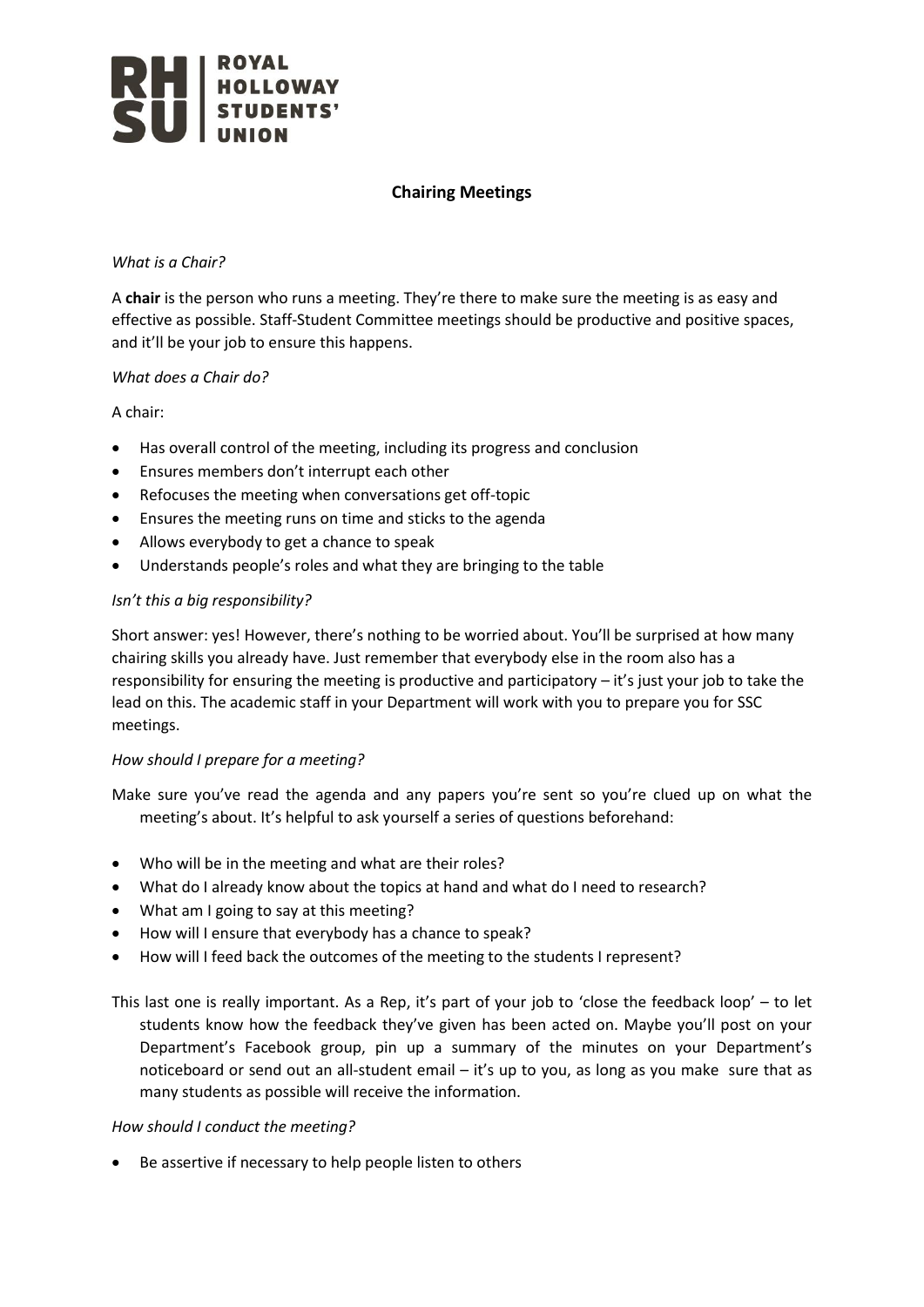ROYAL HOLLOWAY STUDENTS' UNION

# Chairing Meetings

*What is a Chair?*

A **chair** is the person who runs a meeting. They're there to make sure the meeting is as easy and effective as possible. Staff-Student Committee meetings should be productive and positive spaces, and it'll be your job to ensure this happens.

*What does a Chair do?*

A chair:

- Has overall control of the meeting, including its progress and conclusion
- Ensures members don't interrupt each other
- Refocuses the meeting when conversations get off-topic
- Ensures the meeting runs on time and sticks to the agenda
- Allows everybody to get a chance to speak
- Understands people's roles and what they are bringing to the table

*Isn't this a big responsibility?*

Short answer: yes! However, there's nothing to be worried about. You'll be surprised at how many chairing skills you already have. Just remember that everybody else in the room also has a responsibility for ensuring the meeting is productive and participatory – it's just your job to take the lead on this. The academic staff in your Department will work with you to prepare you for SSC meetings.

*How should I prepare for a meeting?*

Make sure you've read the agenda and any papers you're sent so you're clued up on what the meeting's about. It's helpful to ask yourself a series of questions beforehand:

- Who will be in the meeting and what are their roles?
- What do I already know about the topics at hand and what do I need to research?
- What am I going to say at this meeting?
- How will I ensure that everybody has a chance to speak?
- How will I feed back the outcomes of the meeting to the students I represent?

This last one is really important. As a Rep, it's part of your job to 'close the feedback loop' – to let students know how the feedback they've given has been acted on. Maybe you'll post on your Department's Facebook group, pin up a summary of the minutes on your Department's noticeboard or send out an all-student email – it's up to you, as long as you make sure that as many students as possible will receive the information.

*How should I conduct the meeting?*

- Be assertive if necessary to help people listen to others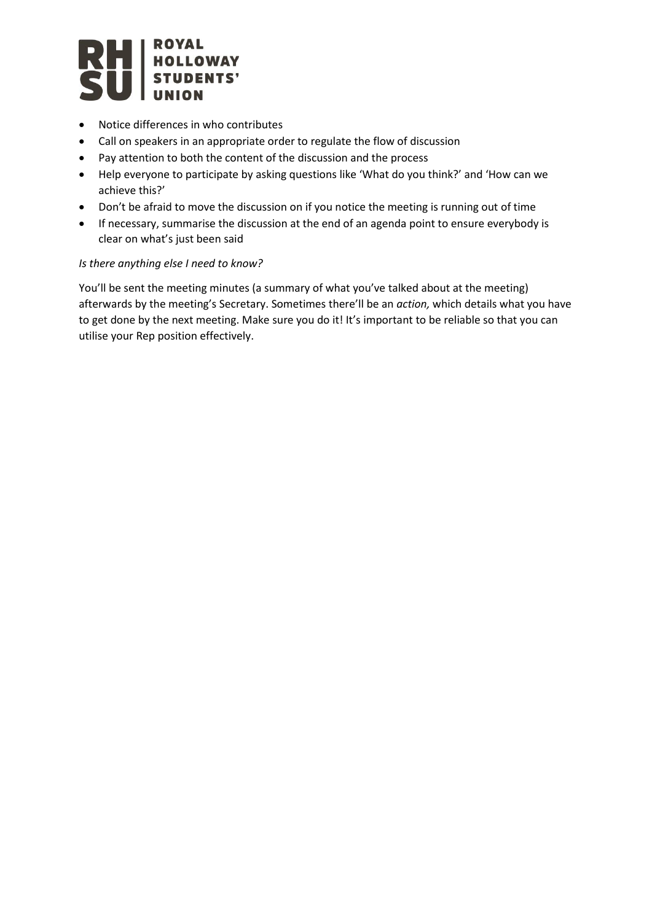- Notice differences in who contributes
- Call on speakers in an appropriate order to regulate the flow of discussion
- Pay attention to both the content of the discussion and the process
- Help everyone to participate by asking questions like 'What do you think?' and 'How can we achieve this?'
- Don't be afraid to move the discussion on if you notice the meeting is running out of time
- If necessary, summarise the discussion at the end of an agenda point to ensure everybody is clear on what's just been said

*Is there anything else I need to know?*

You'll be sent the meeting minutes (a summary of what you've talked about at the meeting) afterwards by the meeting's Secretary. Sometimes there'll be an *action,* which details what you have to get done by the next meeting. Make sure you do it! It's important to be reliable so that you can utilise your Rep position effectively.